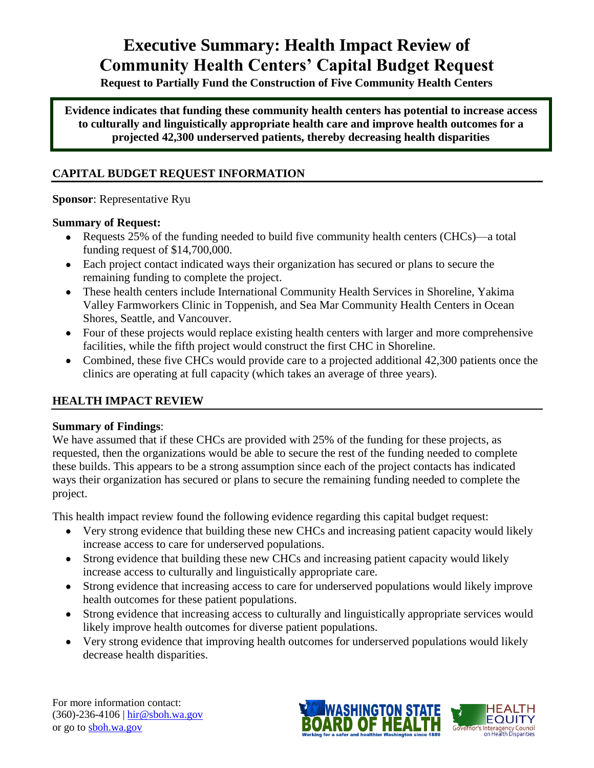# Executive Summary: Health Impact Review of Community Health Centers' Capital Budget Request

**Request to Partially Fund the Construction of Five Community Health Centers**

**Evidence indicates that funding these community health centers has potential to increase access to culturally and linguistically appropriate health care and improve health outcomes for a projected 42,300 underserved patients, thereby decreasing health disparities**

## CAPITAL BUDGET REQUEST INFORMATION

**Sponsor**: Representative Ryu

**Summary of Request:**

- Requests 25% of the funding needed to build five community health centers (CHCs)—a total funding request of $14,700,000.
- Each project contact indicated ways their organization has secured or plans to secure the remaining funding to complete the project.
- These health centers include International Community Health Services in Shoreline, Yakima Valley Farmworkers Clinic in Toppenish, and Sea Mar Community Health Centers in Ocean Shores, Seattle, and Vancouver.
- Four of these projects would replace existing health centers with larger and more comprehensive facilities, while the fifth project would construct the first CHC in Shoreline.
- Combined, these five CHCs would provide care to a projected additional 42,300 patients once the clinics are operating at full capacity (which takes an average of three years).

## HEALTH IMPACT REVIEW

**Summary of Findings**:

We have assumed that if these CHCs are provided with 25% of the funding for these projects, as requested, then the organizations would be able to secure the rest of the funding needed to complete these builds. This appears to be a strong assumption since each of the project contacts has indicated ways their organization has secured or plans to secure the remaining funding needed to complete the project.

This health impact review found the following evidence regarding this capital budget request:

- Very strong evidence that building these new CHCs and increasing patient capacity would likely increase access to care for underserved populations.
- Strong evidence that building these new CHCs and increasing patient capacity would likely increase access to culturally and linguistically appropriate care.
- Strong evidence that increasing access to care for underserved populations would likely improve health outcomes for these patient populations.
- Strong evidence that increasing access to culturally and linguistically appropriate services would likely improve health outcomes for diverse patient populations.
- Very strong evidence that improving health outcomes for underserved populations would likely decrease health disparities.

For more information contact:
(360)-236-4106 | hir@sboh.wa.gov
or go to sboh.wa.gov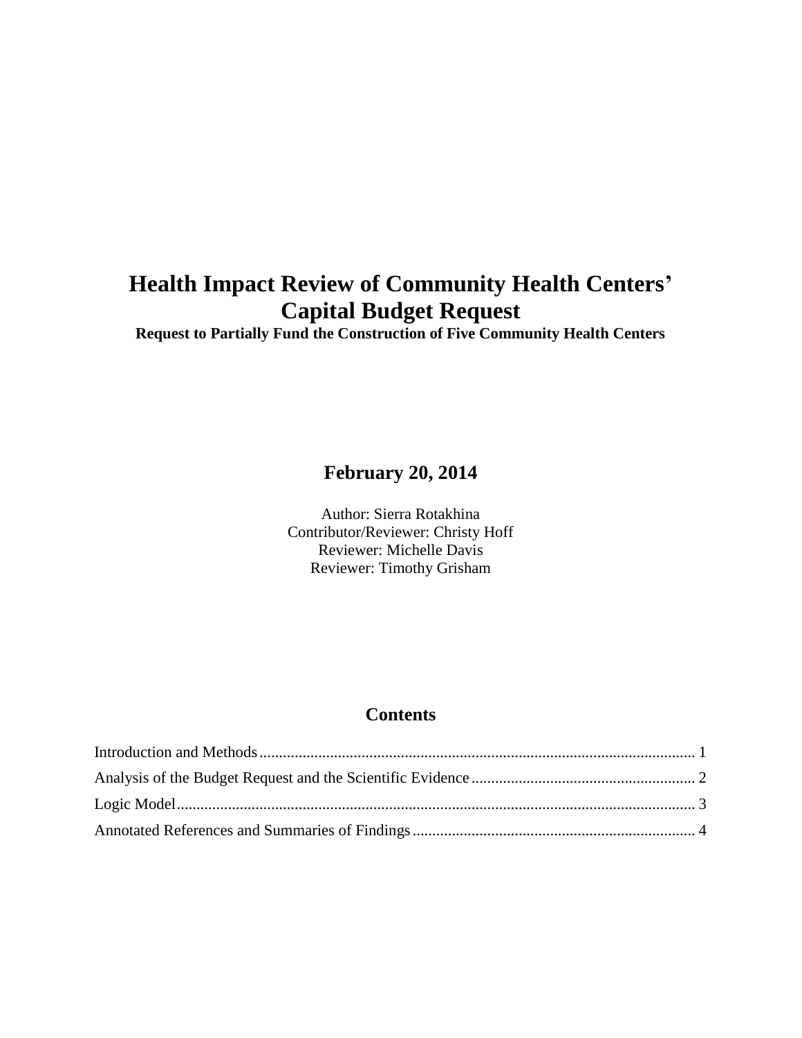# Health Impact Review of Community Health Centers' Capital Budget Request

**Request to Partially Fund the Construction of Five Community Health Centers**

**February 20, 2014**

Author: Sierra Rotakhina
Contributor/Reviewer: Christy Hoff
Reviewer: Michelle Davis
Reviewer: Timothy Grisham

## Contents

Introduction and Methods .......... 1
Analysis of the Budget Request and the Scientific Evidence .......... 2
Logic Model .......... 3
Annotated References and Summaries of Findings .......... 4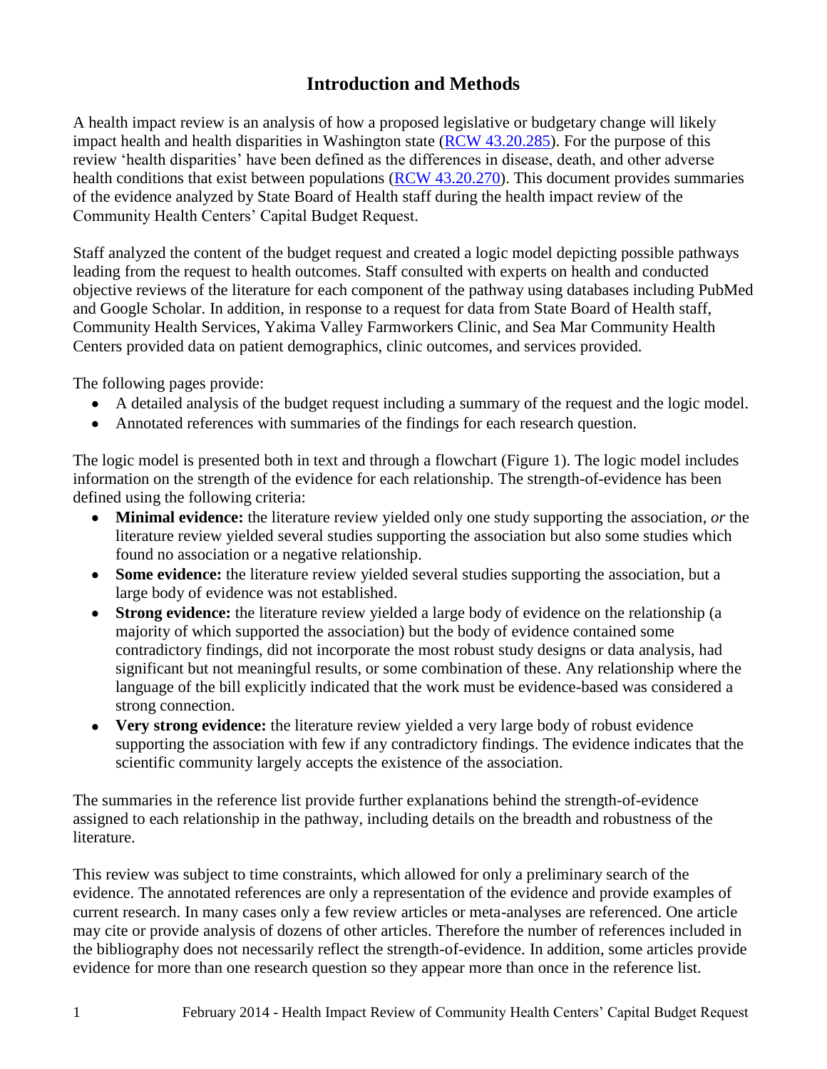# Introduction and Methods

A health impact review is an analysis of how a proposed legislative or budgetary change will likely impact health and health disparities in Washington state ([RCW 43.20.285](RCW 43.20.285)). For the purpose of this review 'health disparities' have been defined as the differences in disease, death, and other adverse health conditions that exist between populations ([RCW 43.20.270](RCW 43.20.270)). This document provides summaries of the evidence analyzed by State Board of Health staff during the health impact review of the Community Health Centers' Capital Budget Request.

Staff analyzed the content of the budget request and created a logic model depicting possible pathways leading from the request to health outcomes. Staff consulted with experts on health and conducted objective reviews of the literature for each component of the pathway using databases including PubMed and Google Scholar. In addition, in response to a request for data from State Board of Health staff, Community Health Services, Yakima Valley Farmworkers Clinic, and Sea Mar Community Health Centers provided data on patient demographics, clinic outcomes, and services provided.

The following pages provide:

- A detailed analysis of the budget request including a summary of the request and the logic model.
- Annotated references with summaries of the findings for each research question.

The logic model is presented both in text and through a flowchart (Figure 1). The logic model includes information on the strength of the evidence for each relationship. The strength-of-evidence has been defined using the following criteria:

- **Minimal evidence:** the literature review yielded only one study supporting the association, *or* the literature review yielded several studies supporting the association but also some studies which found no association or a negative relationship.
- **Some evidence:** the literature review yielded several studies supporting the association, but a large body of evidence was not established.
- **Strong evidence:** the literature review yielded a large body of evidence on the relationship (a majority of which supported the association) but the body of evidence contained some contradictory findings, did not incorporate the most robust study designs or data analysis, had significant but not meaningful results, or some combination of these. Any relationship where the language of the bill explicitly indicated that the work must be evidence-based was considered a strong connection.
- **Very strong evidence:** the literature review yielded a very large body of robust evidence supporting the association with few if any contradictory findings. The evidence indicates that the scientific community largely accepts the existence of the association.

The summaries in the reference list provide further explanations behind the strength-of-evidence assigned to each relationship in the pathway, including details on the breadth and robustness of the literature.

This review was subject to time constraints, which allowed for only a preliminary search of the evidence. The annotated references are only a representation of the evidence and provide examples of current research. In many cases only a few review articles or meta-analyses are referenced. One article may cite or provide analysis of dozens of other articles. Therefore the number of references included in the bibliography does not necessarily reflect the strength-of-evidence. In addition, some articles provide evidence for more than one research question so they appear more than once in the reference list.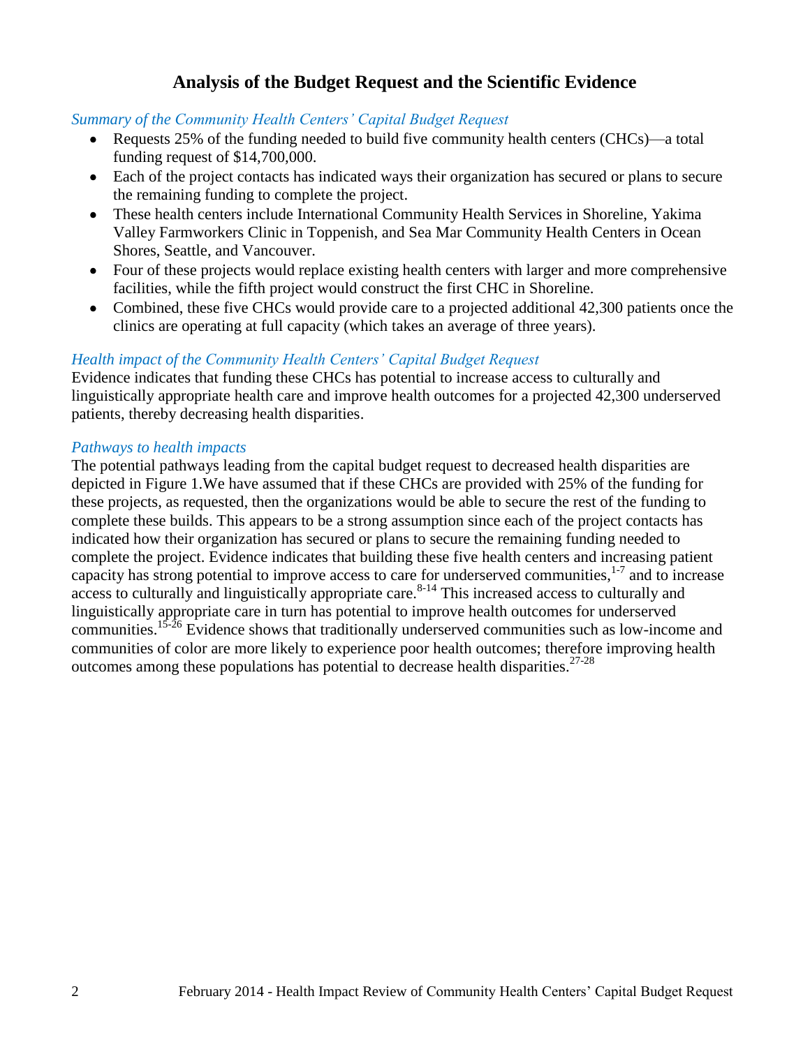## Analysis of the Budget Request and the Scientific Evidence

*Summary of the Community Health Centers' Capital Budget Request*

- Requests 25% of the funding needed to build five community health centers (CHCs)—a total funding request of $14,700,000.
- Each of the project contacts has indicated ways their organization has secured or plans to secure the remaining funding to complete the project.
- These health centers include International Community Health Services in Shoreline, Yakima Valley Farmworkers Clinic in Toppenish, and Sea Mar Community Health Centers in Ocean Shores, Seattle, and Vancouver.
- Four of these projects would replace existing health centers with larger and more comprehensive facilities, while the fifth project would construct the first CHC in Shoreline.
- Combined, these five CHCs would provide care to a projected additional 42,300 patients once the clinics are operating at full capacity (which takes an average of three years).

*Health impact of the Community Health Centers' Capital Budget Request*

Evidence indicates that funding these CHCs has potential to increase access to culturally and linguistically appropriate health care and improve health outcomes for a projected 42,300 underserved patients, thereby decreasing health disparities.

*Pathways to health impacts*

The potential pathways leading from the capital budget request to decreased health disparities are depicted in Figure 1.We have assumed that if these CHCs are provided with 25% of the funding for these projects, as requested, then the organizations would be able to secure the rest of the funding to complete these builds. This appears to be a strong assumption since each of the project contacts has indicated how their organization has secured or plans to secure the remaining funding needed to complete the project. Evidence indicates that building these five health centers and increasing patient capacity has strong potential to improve access to care for underserved communities,[1-7] and to increase access to culturally and linguistically appropriate care.[8-14] This increased access to culturally and linguistically appropriate care in turn has potential to improve health outcomes for underserved communities.[15-26] Evidence shows that traditionally underserved communities such as low-income and communities of color are more likely to experience poor health outcomes; therefore improving health outcomes among these populations has potential to decrease health disparities.[27-28]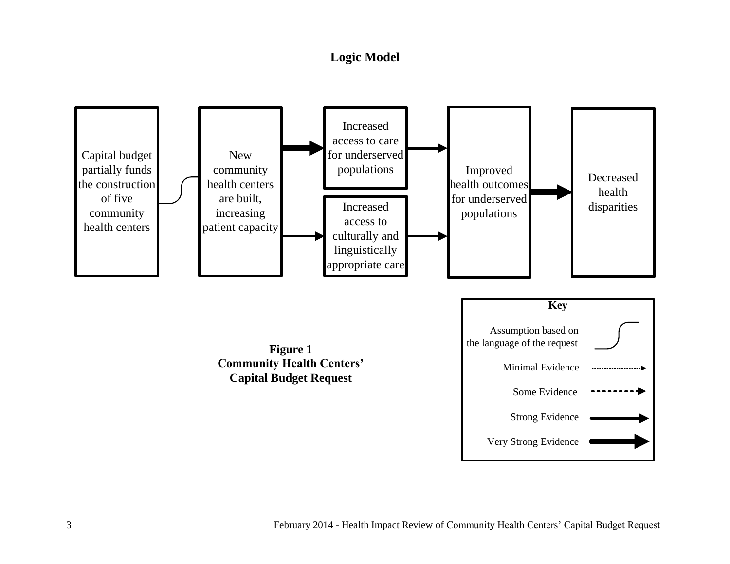## Logic Model

Capital budget partially funds the construction of five community health centers

New community health centers are built, increasing patient capacity

Increased access to care for underserved populations

Increased access to culturally and linguistically appropriate care

Improved health outcomes for underserved populations

Decreased health disparities

**Key**

Assumption based on the language of the request

Minimal Evidence

Some Evidence

Strong Evidence

Very Strong Evidence

**Figure 1**
**Community Health Centers' Capital Budget Request**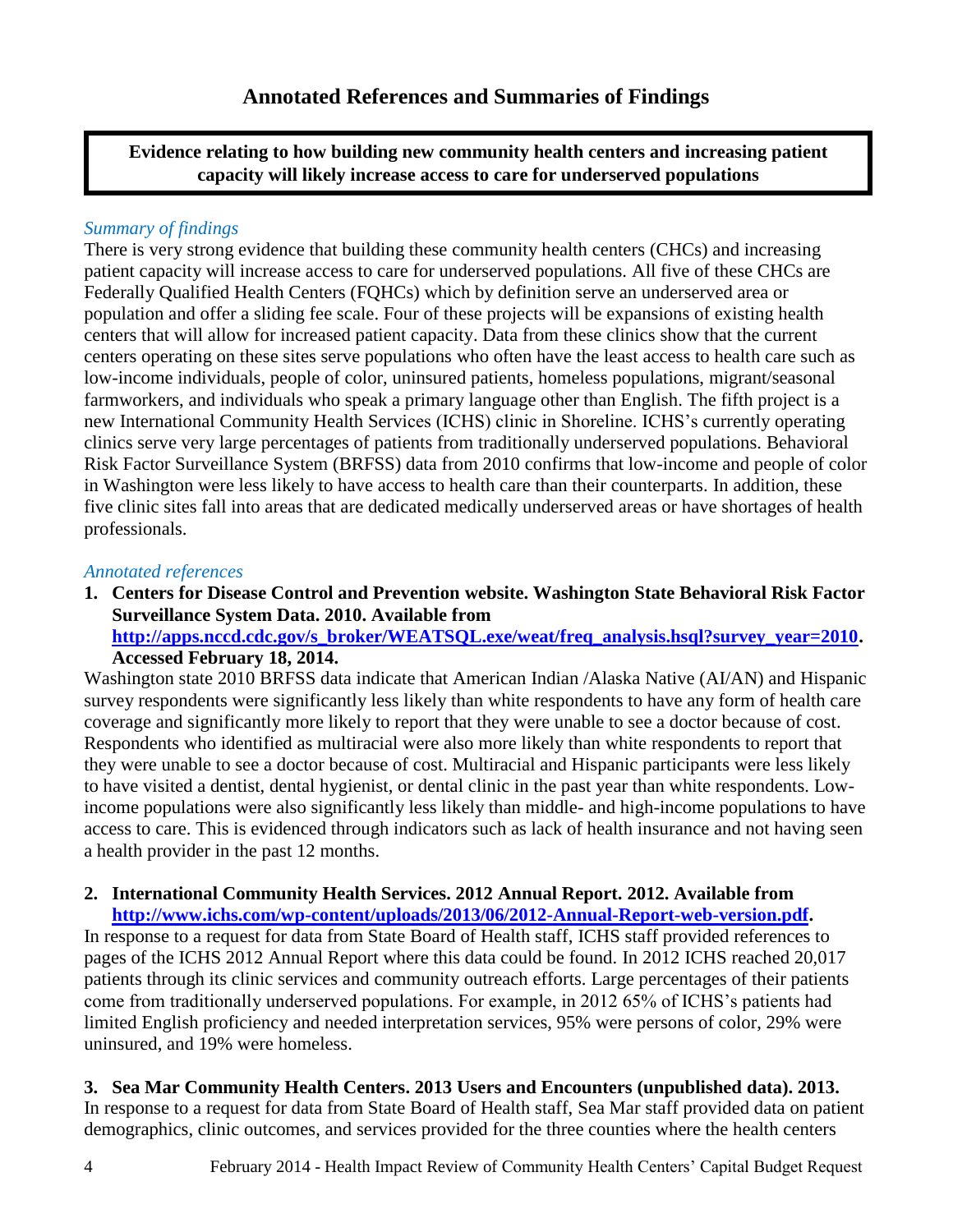## Annotated References and Summaries of Findings

**Evidence relating to how building new community health centers and increasing patient capacity will likely increase access to care for underserved populations**

*Summary of findings*

There is very strong evidence that building these community health centers (CHCs) and increasing patient capacity will increase access to care for underserved populations. All five of these CHCs are Federally Qualified Health Centers (FQHCs) which by definition serve an underserved area or population and offer a sliding fee scale. Four of these projects will be expansions of existing health centers that will allow for increased patient capacity. Data from these clinics show that the current centers operating on these sites serve populations who often have the least access to health care such as low-income individuals, people of color, uninsured patients, homeless populations, migrant/seasonal farmworkers, and individuals who speak a primary language other than English. The fifth project is a new International Community Health Services (ICHS) clinic in Shoreline. ICHS's currently operating clinics serve very large percentages of patients from traditionally underserved populations. Behavioral Risk Factor Surveillance System (BRFSS) data from 2010 confirms that low-income and people of color in Washington were less likely to have access to health care than their counterparts. In addition, these five clinic sites fall into areas that are dedicated medically underserved areas or have shortages of health professionals.

*Annotated references*

1. **Centers for Disease Control and Prevention website. Washington State Behavioral Risk Factor Surveillance System Data. 2010. Available from [http://apps.nccd.cdc.gov/s_broker/WEATSQL.exe/weat/freq_analysis.hsql?survey_year=2010](http://apps.nccd.cdc.gov/s_broker/WEATSQL.exe/weat/freq_analysis.hsql?survey_year=2010). Accessed February 18, 2014.**

Washington state 2010 BRFSS data indicate that American Indian /Alaska Native (AI/AN) and Hispanic survey respondents were significantly less likely than white respondents to have any form of health care coverage and significantly more likely to report that they were unable to see a doctor because of cost. Respondents who identified as multiracial were also more likely than white respondents to report that they were unable to see a doctor because of cost. Multiracial and Hispanic participants were less likely to have visited a dentist, dental hygienist, or dental clinic in the past year than white respondents. Low-income populations were also significantly less likely than middle- and high-income populations to have access to care. This is evidenced through indicators such as lack of health insurance and not having seen a health provider in the past 12 months.

2. **International Community Health Services. 2012 Annual Report. 2012. Available from [http://www.ichs.com/wp-content/uploads/2013/06/2012-Annual-Report-web-version.pdf](http://www.ichs.com/wp-content/uploads/2013/06/2012-Annual-Report-web-version.pdf).**

In response to a request for data from State Board of Health staff, ICHS staff provided references to pages of the ICHS 2012 Annual Report where this data could be found. In 2012 ICHS reached 20,017 patients through its clinic services and community outreach efforts. Large percentages of their patients come from traditionally underserved populations. For example, in 2012 65% of ICHS's patients had limited English proficiency and needed interpretation services, 95% were persons of color, 29% were uninsured, and 19% were homeless.

3. **Sea Mar Community Health Centers. 2013 Users and Encounters (unpublished data). 2013.**

In response to a request for data from State Board of Health staff, Sea Mar staff provided data on patient demographics, clinic outcomes, and services provided for the three counties where the health centers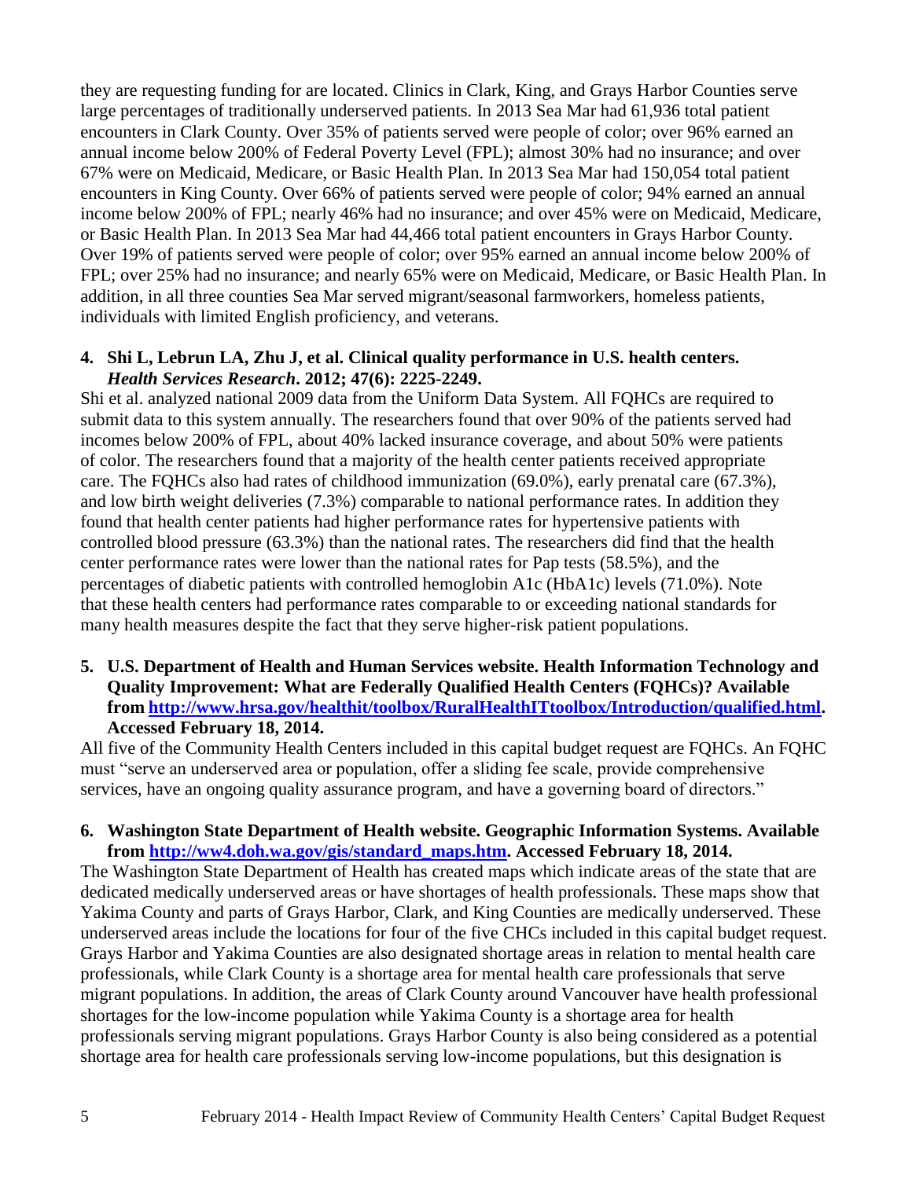they are requesting funding for are located. Clinics in Clark, King, and Grays Harbor Counties serve large percentages of traditionally underserved patients. In 2013 Sea Mar had 61,936 total patient encounters in Clark County. Over 35% of patients served were people of color; over 96% earned an annual income below 200% of Federal Poverty Level (FPL); almost 30% had no insurance; and over 67% were on Medicaid, Medicare, or Basic Health Plan. In 2013 Sea Mar had 150,054 total patient encounters in King County. Over 66% of patients served were people of color; 94% earned an annual income below 200% of FPL; nearly 46% had no insurance; and over 45% were on Medicaid, Medicare, or Basic Health Plan. In 2013 Sea Mar had 44,466 total patient encounters in Grays Harbor County. Over 19% of patients served were people of color; over 95% earned an annual income below 200% of FPL; over 25% had no insurance; and nearly 65% were on Medicaid, Medicare, or Basic Health Plan. In addition, in all three counties Sea Mar served migrant/seasonal farmworkers, homeless patients, individuals with limited English proficiency, and veterans.

**4. Shi L, Lebrun LA, Zhu J, et al. Clinical quality performance in U.S. health centers. *Health Services Research*. 2012; 47(6): 2225-2249.**

Shi et al. analyzed national 2009 data from the Uniform Data System. All FQHCs are required to submit data to this system annually. The researchers found that over 90% of the patients served had incomes below 200% of FPL, about 40% lacked insurance coverage, and about 50% were patients of color. The researchers found that a majority of the health center patients received appropriate care. The FQHCs also had rates of childhood immunization (69.0%), early prenatal care (67.3%), and low birth weight deliveries (7.3%) comparable to national performance rates. In addition they found that health center patients had higher performance rates for hypertensive patients with controlled blood pressure (63.3%) than the national rates. The researchers did find that the health center performance rates were lower than the national rates for Pap tests (58.5%), and the percentages of diabetic patients with controlled hemoglobin A1c (HbA1c) levels (71.0%). Note that these health centers had performance rates comparable to or exceeding national standards for many health measures despite the fact that they serve higher-risk patient populations.

**5. U.S. Department of Health and Human Services website. Health Information Technology and Quality Improvement: What are Federally Qualified Health Centers (FQHCs)? Available from [http://www.hrsa.gov/healthit/toolbox/RuralHealthITtoolbox/Introduction/qualified.html](http://www.hrsa.gov/healthit/toolbox/RuralHealthITtoolbox/Introduction/qualified.html). Accessed February 18, 2014.**

All five of the Community Health Centers included in this capital budget request are FQHCs. An FQHC must "serve an underserved area or population, offer a sliding fee scale, provide comprehensive services, have an ongoing quality assurance program, and have a governing board of directors."

**6. Washington State Department of Health website. Geographic Information Systems. Available from [http://ww4.doh.wa.gov/gis/standard_maps.htm](http://ww4.doh.wa.gov/gis/standard_maps.htm). Accessed February 18, 2014.**

The Washington State Department of Health has created maps which indicate areas of the state that are dedicated medically underserved areas or have shortages of health professionals. These maps show that Yakima County and parts of Grays Harbor, Clark, and King Counties are medically underserved. These underserved areas include the locations for four of the five CHCs included in this capital budget request. Grays Harbor and Yakima Counties are also designated shortage areas in relation to mental health care professionals, while Clark County is a shortage area for mental health care professionals that serve migrant populations. In addition, the areas of Clark County around Vancouver have health professional shortages for the low-income population while Yakima County is a shortage area for health professionals serving migrant populations. Grays Harbor County is also being considered as a potential shortage area for health care professionals serving low-income populations, but this designation is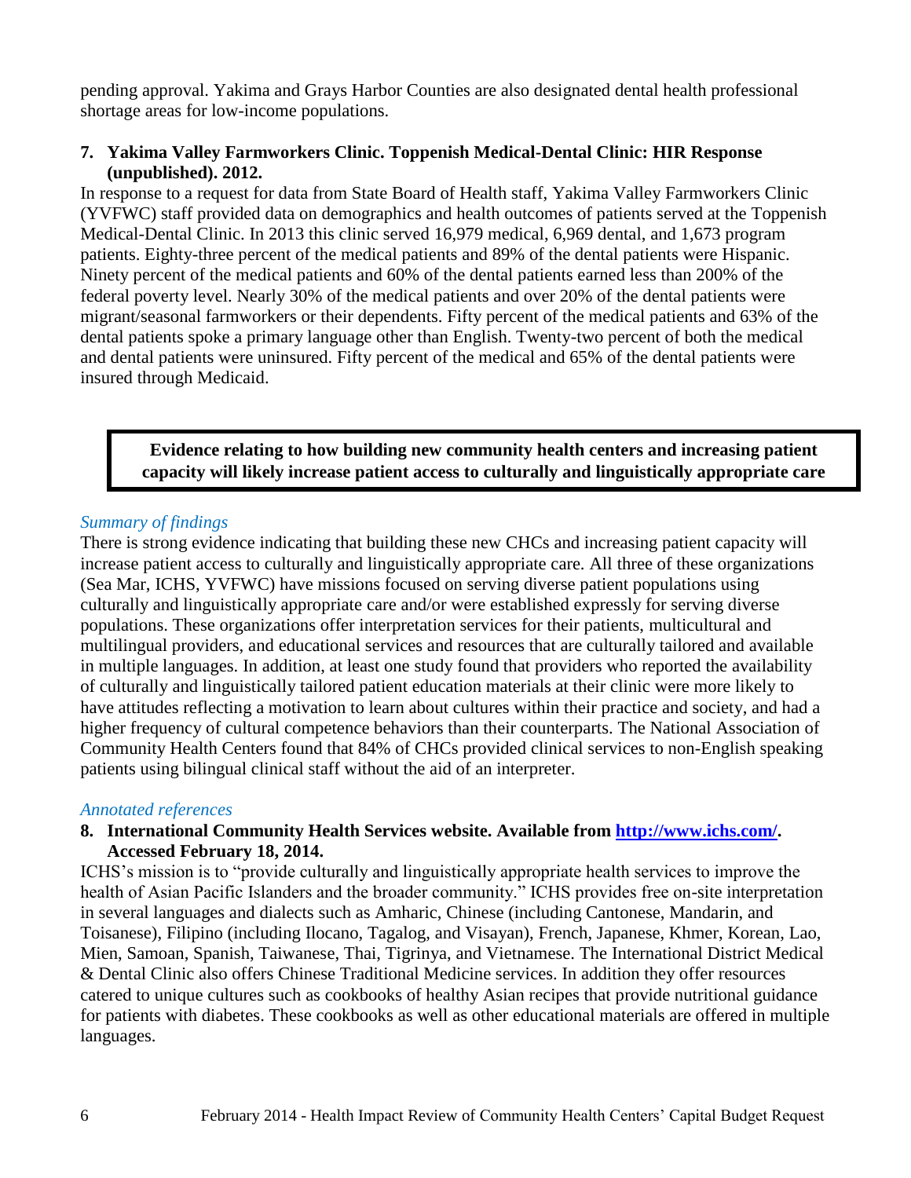pending approval. Yakima and Grays Harbor Counties are also designated dental health professional shortage areas for low-income populations.

**7. Yakima Valley Farmworkers Clinic. Toppenish Medical-Dental Clinic: HIR Response (unpublished). 2012.**

In response to a request for data from State Board of Health staff, Yakima Valley Farmworkers Clinic (YVFWC) staff provided data on demographics and health outcomes of patients served at the Toppenish Medical-Dental Clinic. In 2013 this clinic served 16,979 medical, 6,969 dental, and 1,673 program patients. Eighty-three percent of the medical patients and 89% of the dental patients were Hispanic. Ninety percent of the medical patients and 60% of the dental patients earned less than 200% of the federal poverty level. Nearly 30% of the medical patients and over 20% of the dental patients were migrant/seasonal farmworkers or their dependents. Fifty percent of the medical patients and 63% of the dental patients spoke a primary language other than English. Twenty-two percent of both the medical and dental patients were uninsured. Fifty percent of the medical and 65% of the dental patients were insured through Medicaid.

**Evidence relating to how building new community health centers and increasing patient capacity will likely increase patient access to culturally and linguistically appropriate care**

*Summary of findings*

There is strong evidence indicating that building these new CHCs and increasing patient capacity will increase patient access to culturally and linguistically appropriate care. All three of these organizations (Sea Mar, ICHS, YVFWC) have missions focused on serving diverse patient populations using culturally and linguistically appropriate care and/or were established expressly for serving diverse populations. These organizations offer interpretation services for their patients, multicultural and multilingual providers, and educational services and resources that are culturally tailored and available in multiple languages. In addition, at least one study found that providers who reported the availability of culturally and linguistically tailored patient education materials at their clinic were more likely to have attitudes reflecting a motivation to learn about cultures within their practice and society, and had a higher frequency of cultural competence behaviors than their counterparts. The National Association of Community Health Centers found that 84% of CHCs provided clinical services to non-English speaking patients using bilingual clinical staff without the aid of an interpreter.

*Annotated references*

**8. International Community Health Services website. Available from [http://www.ichs.com/](http://www.ichs.com/). Accessed February 18, 2014.**

ICHS's mission is to "provide culturally and linguistically appropriate health services to improve the health of Asian Pacific Islanders and the broader community." ICHS provides free on-site interpretation in several languages and dialects such as Amharic, Chinese (including Cantonese, Mandarin, and Toisanese), Filipino (including Ilocano, Tagalog, and Visayan), French, Japanese, Khmer, Korean, Lao, Mien, Samoan, Spanish, Taiwanese, Thai, Tigrinya, and Vietnamese. The International District Medical & Dental Clinic also offers Chinese Traditional Medicine services. In addition they offer resources catered to unique cultures such as cookbooks of healthy Asian recipes that provide nutritional guidance for patients with diabetes. These cookbooks as well as other educational materials are offered in multiple languages.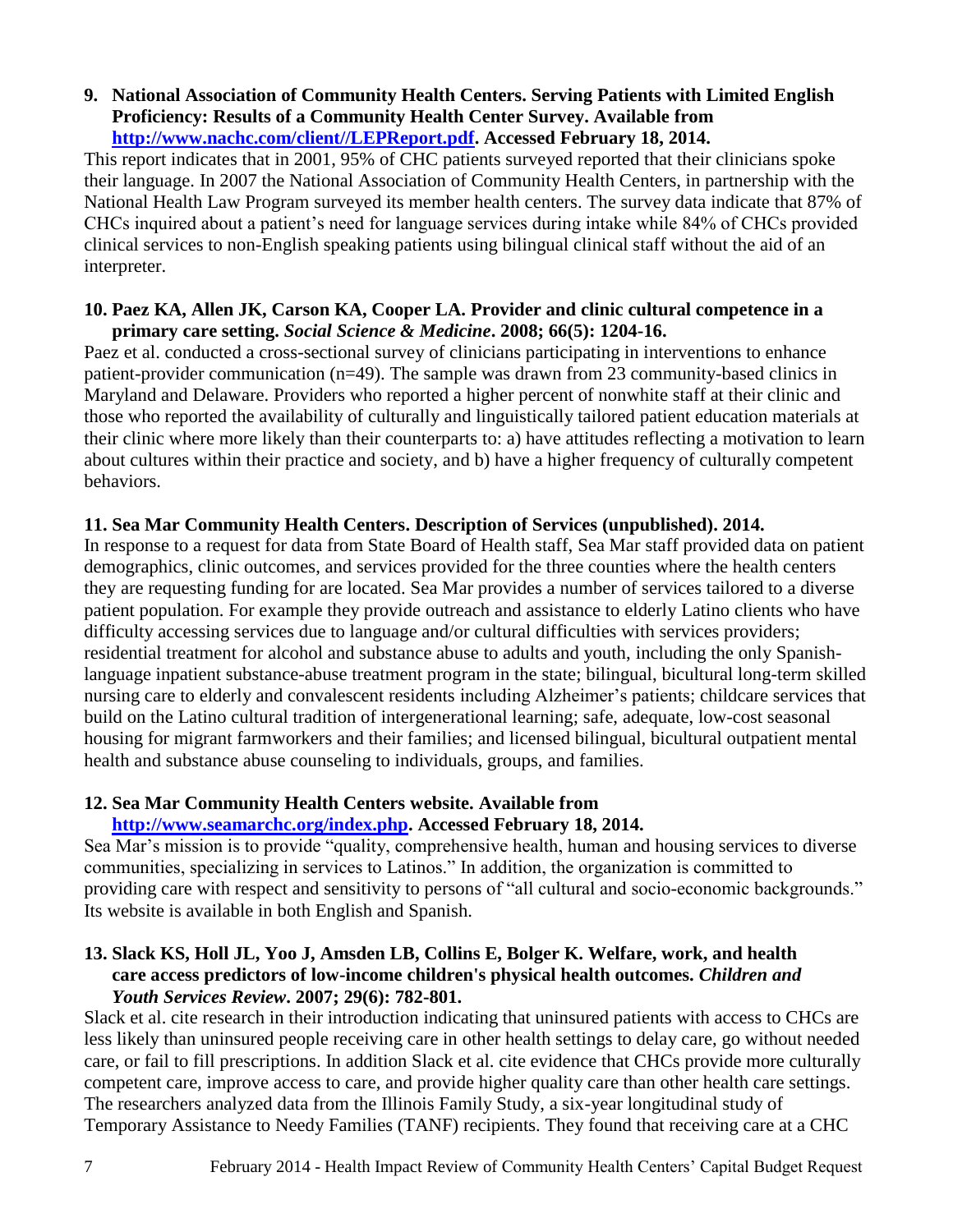**9. National Association of Community Health Centers. Serving Patients with Limited English Proficiency: Results of a Community Health Center Survey. Available from [http://www.nachc.com/client//LEPReport.pdf](http://www.nachc.com/client//LEPReport.pdf). Accessed February 18, 2014.**

This report indicates that in 2001, 95% of CHC patients surveyed reported that their clinicians spoke their language. In 2007 the National Association of Community Health Centers, in partnership with the National Health Law Program surveyed its member health centers. The survey data indicate that 87% of CHCs inquired about a patient's need for language services during intake while 84% of CHCs provided clinical services to non-English speaking patients using bilingual clinical staff without the aid of an interpreter.

**10. Paez KA, Allen JK, Carson KA, Cooper LA. Provider and clinic cultural competence in a primary care setting. *Social Science & Medicine*. 2008; 66(5): 1204-16.**

Paez et al. conducted a cross-sectional survey of clinicians participating in interventions to enhance patient-provider communication (n=49). The sample was drawn from 23 community-based clinics in Maryland and Delaware. Providers who reported a higher percent of nonwhite staff at their clinic and those who reported the availability of culturally and linguistically tailored patient education materials at their clinic where more likely than their counterparts to: a) have attitudes reflecting a motivation to learn about cultures within their practice and society, and b) have a higher frequency of culturally competent behaviors.

**11. Sea Mar Community Health Centers. Description of Services (unpublished). 2014.**

In response to a request for data from State Board of Health staff, Sea Mar staff provided data on patient demographics, clinic outcomes, and services provided for the three counties where the health centers they are requesting funding for are located. Sea Mar provides a number of services tailored to a diverse patient population. For example they provide outreach and assistance to elderly Latino clients who have difficulty accessing services due to language and/or cultural difficulties with services providers; residential treatment for alcohol and substance abuse to adults and youth, including the only Spanish-language inpatient substance-abuse treatment program in the state; bilingual, bicultural long-term skilled nursing care to elderly and convalescent residents including Alzheimer's patients; childcare services that build on the Latino cultural tradition of intergenerational learning; safe, adequate, low-cost seasonal housing for migrant farmworkers and their families; and licensed bilingual, bicultural outpatient mental health and substance abuse counseling to individuals, groups, and families.

**12. Sea Mar Community Health Centers website. Available from [http://www.seamarchc.org/index.php](http://www.seamarchc.org/index.php). Accessed February 18, 2014.**

Sea Mar's mission is to provide "quality, comprehensive health, human and housing services to diverse communities, specializing in services to Latinos." In addition, the organization is committed to providing care with respect and sensitivity to persons of "all cultural and socio-economic backgrounds." Its website is available in both English and Spanish.

**13. Slack KS, Holl JL, Yoo J, Amsden LB, Collins E, Bolger K. Welfare, work, and health care access predictors of low-income children's physical health outcomes. *Children and Youth Services Review*. 2007; 29(6): 782-801.**

Slack et al. cite research in their introduction indicating that uninsured patients with access to CHCs are less likely than uninsured people receiving care in other health settings to delay care, go without needed care, or fail to fill prescriptions. In addition Slack et al. cite evidence that CHCs provide more culturally competent care, improve access to care, and provide higher quality care than other health care settings. The researchers analyzed data from the Illinois Family Study, a six-year longitudinal study of Temporary Assistance to Needy Families (TANF) recipients. They found that receiving care at a CHC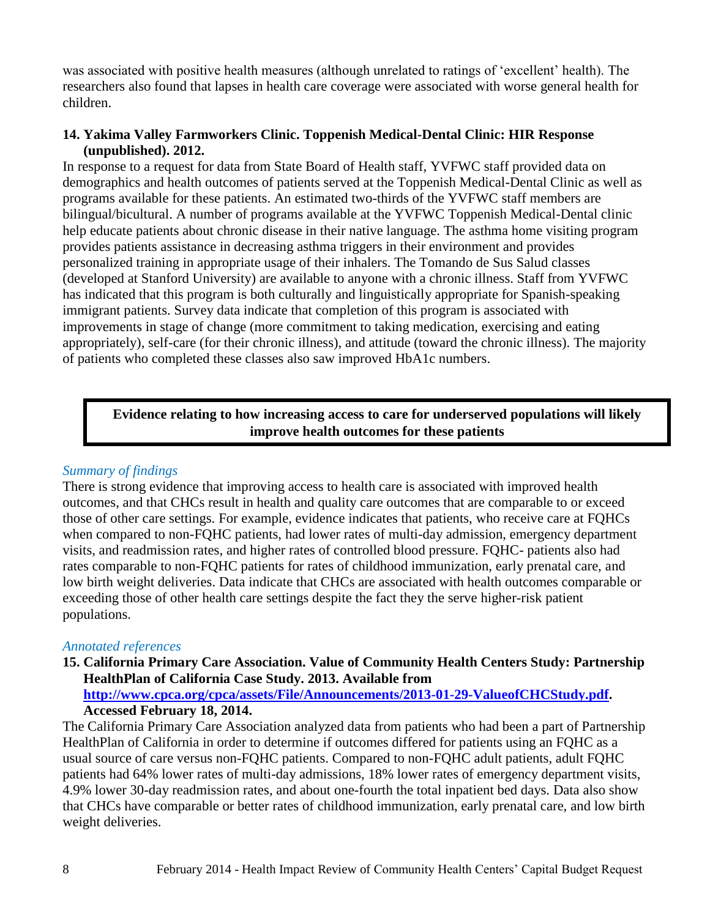was associated with positive health measures (although unrelated to ratings of 'excellent' health). The researchers also found that lapses in health care coverage were associated with worse general health for children.

**14. Yakima Valley Farmworkers Clinic. Toppenish Medical-Dental Clinic: HIR Response (unpublished). 2012.**

In response to a request for data from State Board of Health staff, YVFWC staff provided data on demographics and health outcomes of patients served at the Toppenish Medical-Dental Clinic as well as programs available for these patients. An estimated two-thirds of the YVFWC staff members are bilingual/bicultural. A number of programs available at the YVFWC Toppenish Medical-Dental clinic help educate patients about chronic disease in their native language. The asthma home visiting program provides patients assistance in decreasing asthma triggers in their environment and provides personalized training in appropriate usage of their inhalers. The Tomando de Sus Salud classes (developed at Stanford University) are available to anyone with a chronic illness. Staff from YVFWC has indicated that this program is both culturally and linguistically appropriate for Spanish-speaking immigrant patients. Survey data indicate that completion of this program is associated with improvements in stage of change (more commitment to taking medication, exercising and eating appropriately), self-care (for their chronic illness), and attitude (toward the chronic illness). The majority of patients who completed these classes also saw improved HbA1c numbers.

**Evidence relating to how increasing access to care for underserved populations will likely improve health outcomes for these patients**

*Summary of findings*

There is strong evidence that improving access to health care is associated with improved health outcomes, and that CHCs result in health and quality care outcomes that are comparable to or exceed those of other care settings. For example, evidence indicates that patients, who receive care at FQHCs when compared to non-FQHC patients, had lower rates of multi-day admission, emergency department visits, and readmission rates, and higher rates of controlled blood pressure. FQHC- patients also had rates comparable to non-FQHC patients for rates of childhood immunization, early prenatal care, and low birth weight deliveries. Data indicate that CHCs are associated with health outcomes comparable or exceeding those of other health care settings despite the fact they the serve higher-risk patient populations.

*Annotated references*

**15. California Primary Care Association. Value of Community Health Centers Study: Partnership HealthPlan of California Case Study. 2013. Available from [http://www.cpca.org/cpca/assets/File/Announcements/2013-01-29-ValueofCHCStudy.pdf](http://www.cpca.org/cpca/assets/File/Announcements/2013-01-29-ValueofCHCStudy.pdf). Accessed February 18, 2014.**

The California Primary Care Association analyzed data from patients who had been a part of Partnership HealthPlan of California in order to determine if outcomes differed for patients using an FQHC as a usual source of care versus non-FQHC patients. Compared to non-FQHC adult patients, adult FQHC patients had 64% lower rates of multi-day admissions, 18% lower rates of emergency department visits, 4.9% lower 30-day readmission rates, and about one-fourth the total inpatient bed days. Data also show that CHCs have comparable or better rates of childhood immunization, early prenatal care, and low birth weight deliveries.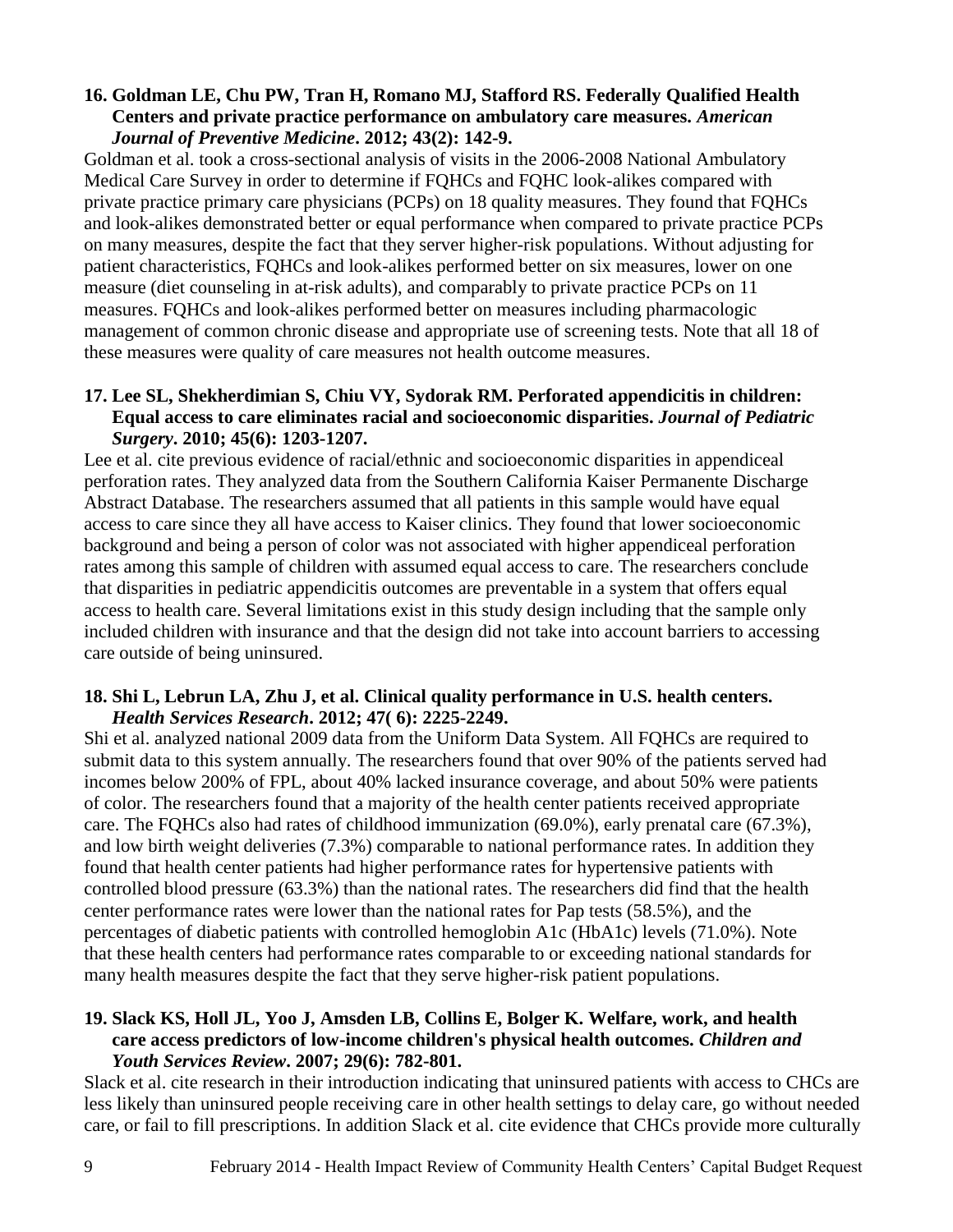**16. Goldman LE, Chu PW, Tran H, Romano MJ, Stafford RS. Federally Qualified Health Centers and private practice performance on ambulatory care measures. *American Journal of Preventive Medicine*. 2012; 43(2): 142-9.**

Goldman et al. took a cross-sectional analysis of visits in the 2006-2008 National Ambulatory Medical Care Survey in order to determine if FQHCs and FQHC look-alikes compared with private practice primary care physicians (PCPs) on 18 quality measures. They found that FQHCs and look-alikes demonstrated better or equal performance when compared to private practice PCPs on many measures, despite the fact that they server higher-risk populations. Without adjusting for patient characteristics, FQHCs and look-alikes performed better on six measures, lower on one measure (diet counseling in at-risk adults), and comparably to private practice PCPs on 11 measures. FQHCs and look-alikes performed better on measures including pharmacologic management of common chronic disease and appropriate use of screening tests. Note that all 18 of these measures were quality of care measures not health outcome measures.

**17. Lee SL, Shekherdimian S, Chiu VY, Sydorak RM. Perforated appendicitis in children: Equal access to care eliminates racial and socioeconomic disparities. *Journal of Pediatric Surgery*. 2010; 45(6): 1203-1207.**

Lee et al. cite previous evidence of racial/ethnic and socioeconomic disparities in appendiceal perforation rates. They analyzed data from the Southern California Kaiser Permanente Discharge Abstract Database. The researchers assumed that all patients in this sample would have equal access to care since they all have access to Kaiser clinics. They found that lower socioeconomic background and being a person of color was not associated with higher appendiceal perforation rates among this sample of children with assumed equal access to care. The researchers conclude that disparities in pediatric appendicitis outcomes are preventable in a system that offers equal access to health care. Several limitations exist in this study design including that the sample only included children with insurance and that the design did not take into account barriers to accessing care outside of being uninsured.

**18. Shi L, Lebrun LA, Zhu J, et al. Clinical quality performance in U.S. health centers. *Health Services Research*. 2012; 47( 6): 2225-2249.**

Shi et al. analyzed national 2009 data from the Uniform Data System. All FQHCs are required to submit data to this system annually. The researchers found that over 90% of the patients served had incomes below 200% of FPL, about 40% lacked insurance coverage, and about 50% were patients of color. The researchers found that a majority of the health center patients received appropriate care. The FQHCs also had rates of childhood immunization (69.0%), early prenatal care (67.3%), and low birth weight deliveries (7.3%) comparable to national performance rates. In addition they found that health center patients had higher performance rates for hypertensive patients with controlled blood pressure (63.3%) than the national rates. The researchers did find that the health center performance rates were lower than the national rates for Pap tests (58.5%), and the percentages of diabetic patients with controlled hemoglobin A1c (HbA1c) levels (71.0%). Note that these health centers had performance rates comparable to or exceeding national standards for many health measures despite the fact that they serve higher-risk patient populations.

**19. Slack KS, Holl JL, Yoo J, Amsden LB, Collins E, Bolger K. Welfare, work, and health care access predictors of low-income children's physical health outcomes. *Children and Youth Services Review*. 2007; 29(6): 782-801.**

Slack et al. cite research in their introduction indicating that uninsured patients with access to CHCs are less likely than uninsured people receiving care in other health settings to delay care, go without needed care, or fail to fill prescriptions. In addition Slack et al. cite evidence that CHCs provide more culturally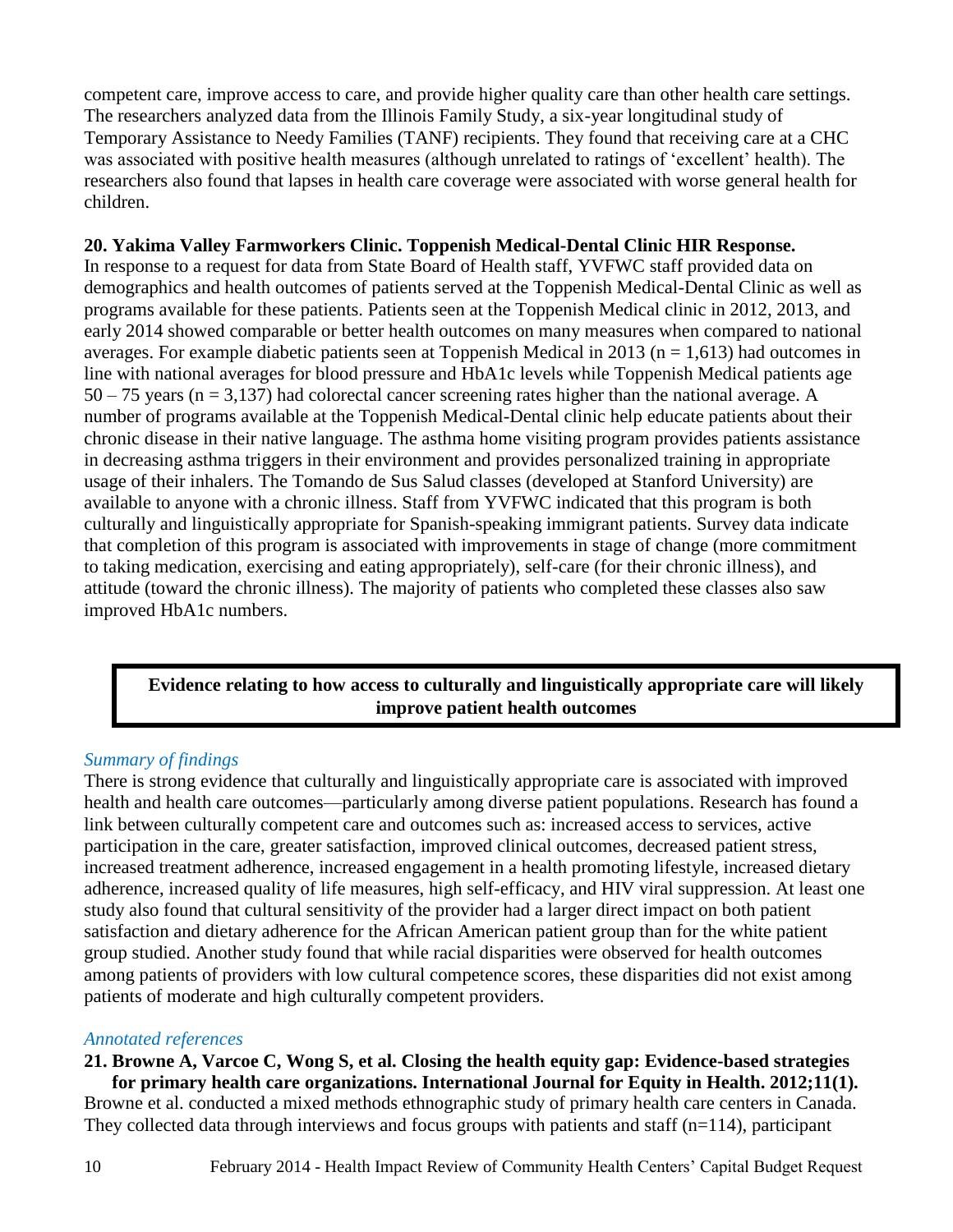competent care, improve access to care, and provide higher quality care than other health care settings. The researchers analyzed data from the Illinois Family Study, a six-year longitudinal study of Temporary Assistance to Needy Families (TANF) recipients. They found that receiving care at a CHC was associated with positive health measures (although unrelated to ratings of 'excellent' health). The researchers also found that lapses in health care coverage were associated with worse general health for children.

**20. Yakima Valley Farmworkers Clinic. Toppenish Medical-Dental Clinic HIR Response.**
In response to a request for data from State Board of Health staff, YVFWC staff provided data on demographics and health outcomes of patients served at the Toppenish Medical-Dental Clinic as well as programs available for these patients. Patients seen at the Toppenish Medical clinic in 2012, 2013, and early 2014 showed comparable or better health outcomes on many measures when compared to national averages. For example diabetic patients seen at Toppenish Medical in 2013 (n = 1,613) had outcomes in line with national averages for blood pressure and HbA1c levels while Toppenish Medical patients age 50 – 75 years (n = 3,137) had colorectal cancer screening rates higher than the national average. A number of programs available at the Toppenish Medical-Dental clinic help educate patients about their chronic disease in their native language. The asthma home visiting program provides patients assistance in decreasing asthma triggers in their environment and provides personalized training in appropriate usage of their inhalers. The Tomando de Sus Salud classes (developed at Stanford University) are available to anyone with a chronic illness. Staff from YVFWC indicated that this program is both culturally and linguistically appropriate for Spanish-speaking immigrant patients. Survey data indicate that completion of this program is associated with improvements in stage of change (more commitment to taking medication, exercising and eating appropriately), self-care (for their chronic illness), and attitude (toward the chronic illness). The majority of patients who completed these classes also saw improved HbA1c numbers.

## Evidence relating to how access to culturally and linguistically appropriate care will likely improve patient health outcomes

### *Summary of findings*

There is strong evidence that culturally and linguistically appropriate care is associated with improved health and health care outcomes—particularly among diverse patient populations. Research has found a link between culturally competent care and outcomes such as: increased access to services, active participation in the care, greater satisfaction, improved clinical outcomes, decreased patient stress, increased treatment adherence, increased engagement in a health promoting lifestyle, increased dietary adherence, increased quality of life measures, high self-efficacy, and HIV viral suppression. At least one study also found that cultural sensitivity of the provider had a larger direct impact on both patient satisfaction and dietary adherence for the African American patient group than for the white patient group studied. Another study found that while racial disparities were observed for health outcomes among patients of providers with low cultural competence scores, these disparities did not exist among patients of moderate and high culturally competent providers.

### *Annotated references*

**21. Browne A, Varcoe C, Wong S, et al. Closing the health equity gap: Evidence-based strategies for primary health care organizations. International Journal for Equity in Health. 2012;11(1).**
Browne et al. conducted a mixed methods ethnographic study of primary health care centers in Canada. They collected data through interviews and focus groups with patients and staff (n=114), participant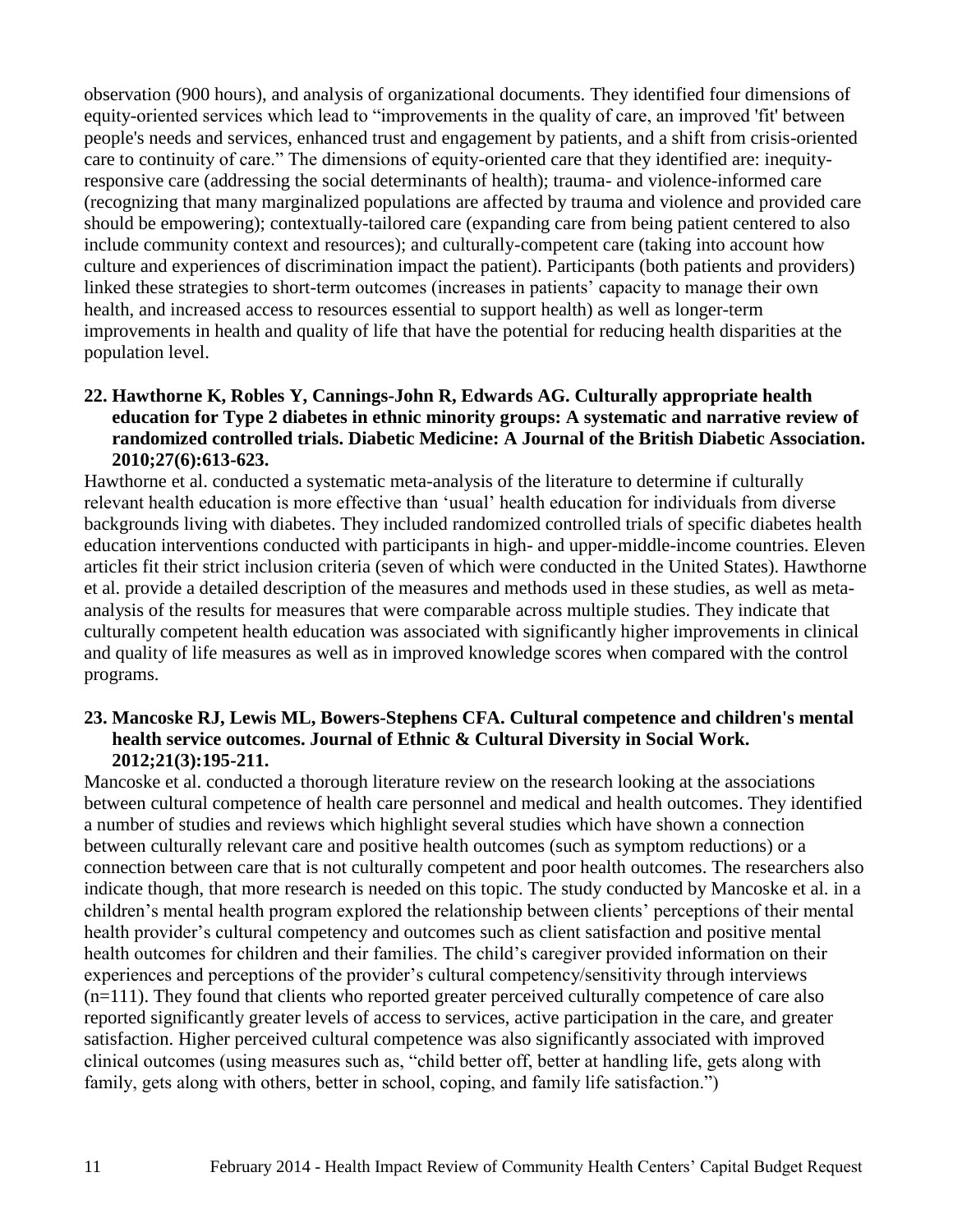observation (900 hours), and analysis of organizational documents. They identified four dimensions of equity-oriented services which lead to "improvements in the quality of care, an improved 'fit' between people's needs and services, enhanced trust and engagement by patients, and a shift from crisis-oriented care to continuity of care." The dimensions of equity-oriented care that they identified are: inequity-responsive care (addressing the social determinants of health); trauma- and violence-informed care (recognizing that many marginalized populations are affected by trauma and violence and provided care should be empowering); contextually-tailored care (expanding care from being patient centered to also include community context and resources); and culturally-competent care (taking into account how culture and experiences of discrimination impact the patient). Participants (both patients and providers) linked these strategies to short-term outcomes (increases in patients' capacity to manage their own health, and increased access to resources essential to support health) as well as longer-term improvements in health and quality of life that have the potential for reducing health disparities at the population level.

**22. Hawthorne K, Robles Y, Cannings-John R, Edwards AG. Culturally appropriate health education for Type 2 diabetes in ethnic minority groups: A systematic and narrative review of randomized controlled trials. Diabetic Medicine: A Journal of the British Diabetic Association. 2010;27(6):613-623.**

Hawthorne et al. conducted a systematic meta-analysis of the literature to determine if culturally relevant health education is more effective than 'usual' health education for individuals from diverse backgrounds living with diabetes. They included randomized controlled trials of specific diabetes health education interventions conducted with participants in high- and upper-middle-income countries. Eleven articles fit their strict inclusion criteria (seven of which were conducted in the United States). Hawthorne et al. provide a detailed description of the measures and methods used in these studies, as well as meta-analysis of the results for measures that were comparable across multiple studies. They indicate that culturally competent health education was associated with significantly higher improvements in clinical and quality of life measures as well as in improved knowledge scores when compared with the control programs.

**23. Mancoske RJ, Lewis ML, Bowers-Stephens CFA. Cultural competence and children's mental health service outcomes. Journal of Ethnic & Cultural Diversity in Social Work. 2012;21(3):195-211.**

Mancoske et al. conducted a thorough literature review on the research looking at the associations between cultural competence of health care personnel and medical and health outcomes. They identified a number of studies and reviews which highlight several studies which have shown a connection between culturally relevant care and positive health outcomes (such as symptom reductions) or a connection between care that is not culturally competent and poor health outcomes. The researchers also indicate though, that more research is needed on this topic. The study conducted by Mancoske et al. in a children's mental health program explored the relationship between clients' perceptions of their mental health provider's cultural competency and outcomes such as client satisfaction and positive mental health outcomes for children and their families. The child's caregiver provided information on their experiences and perceptions of the provider's cultural competency/sensitivity through interviews (n=111). They found that clients who reported greater perceived culturally competence of care also reported significantly greater levels of access to services, active participation in the care, and greater satisfaction. Higher perceived cultural competence was also significantly associated with improved clinical outcomes (using measures such as, "child better off, better at handling life, gets along with family, gets along with others, better in school, coping, and family life satisfaction.")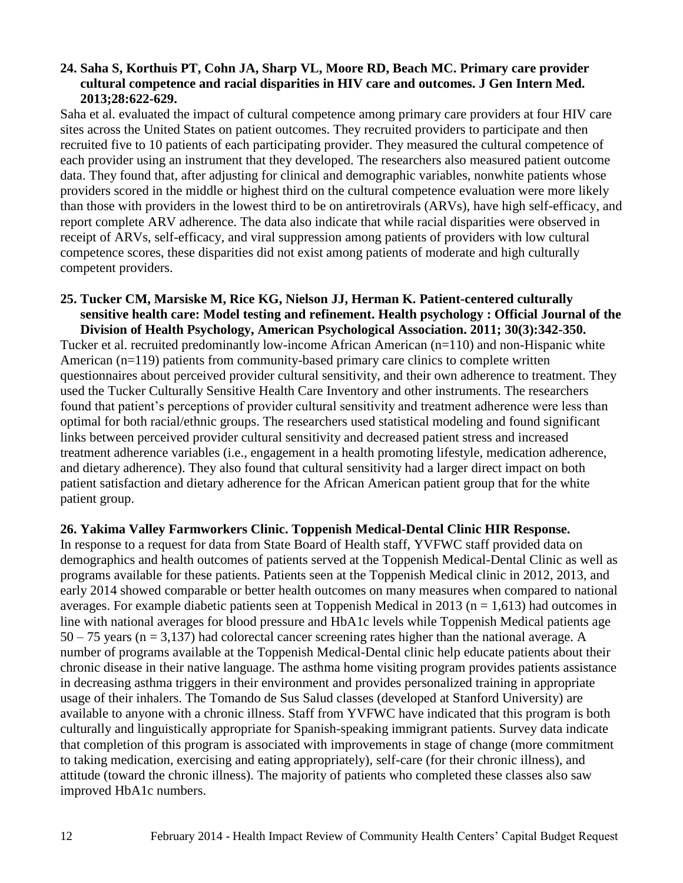**24. Saha S, Korthuis PT, Cohn JA, Sharp VL, Moore RD, Beach MC. Primary care provider cultural competence and racial disparities in HIV care and outcomes. J Gen Intern Med. 2013;28:622-629.**

Saha et al. evaluated the impact of cultural competence among primary care providers at four HIV care sites across the United States on patient outcomes. They recruited providers to participate and then recruited five to 10 patients of each participating provider. They measured the cultural competence of each provider using an instrument that they developed. The researchers also measured patient outcome data. They found that, after adjusting for clinical and demographic variables, nonwhite patients whose providers scored in the middle or highest third on the cultural competence evaluation were more likely than those with providers in the lowest third to be on antiretrovirals (ARVs), have high self-efficacy, and report complete ARV adherence. The data also indicate that while racial disparities were observed in receipt of ARVs, self-efficacy, and viral suppression among patients of providers with low cultural competence scores, these disparities did not exist among patients of moderate and high culturally competent providers.

**25. Tucker CM, Marsiske M, Rice KG, Nielson JJ, Herman K. Patient-centered culturally sensitive health care: Model testing and refinement. Health psychology : Official Journal of the Division of Health Psychology, American Psychological Association. 2011; 30(3):342-350.**

Tucker et al. recruited predominantly low-income African American (n=110) and non-Hispanic white American (n=119) patients from community-based primary care clinics to complete written questionnaires about perceived provider cultural sensitivity, and their own adherence to treatment. They used the Tucker Culturally Sensitive Health Care Inventory and other instruments. The researchers found that patient's perceptions of provider cultural sensitivity and treatment adherence were less than optimal for both racial/ethnic groups. The researchers used statistical modeling and found significant links between perceived provider cultural sensitivity and decreased patient stress and increased treatment adherence variables (i.e., engagement in a health promoting lifestyle, medication adherence, and dietary adherence). They also found that cultural sensitivity had a larger direct impact on both patient satisfaction and dietary adherence for the African American patient group that for the white patient group.

**26. Yakima Valley Farmworkers Clinic. Toppenish Medical-Dental Clinic HIR Response.**

In response to a request for data from State Board of Health staff, YVFWC staff provided data on demographics and health outcomes of patients served at the Toppenish Medical-Dental Clinic as well as programs available for these patients. Patients seen at the Toppenish Medical clinic in 2012, 2013, and early 2014 showed comparable or better health outcomes on many measures when compared to national averages. For example diabetic patients seen at Toppenish Medical in 2013 (n = 1,613) had outcomes in line with national averages for blood pressure and HbA1c levels while Toppenish Medical patients age 50 – 75 years (n = 3,137) had colorectal cancer screening rates higher than the national average. A number of programs available at the Toppenish Medical-Dental clinic help educate patients about their chronic disease in their native language. The asthma home visiting program provides patients assistance in decreasing asthma triggers in their environment and provides personalized training in appropriate usage of their inhalers. The Tomando de Sus Salud classes (developed at Stanford University) are available to anyone with a chronic illness. Staff from YVFWC have indicated that this program is both culturally and linguistically appropriate for Spanish-speaking immigrant patients. Survey data indicate that completion of this program is associated with improvements in stage of change (more commitment to taking medication, exercising and eating appropriately), self-care (for their chronic illness), and attitude (toward the chronic illness). The majority of patients who completed these classes also saw improved HbA1c numbers.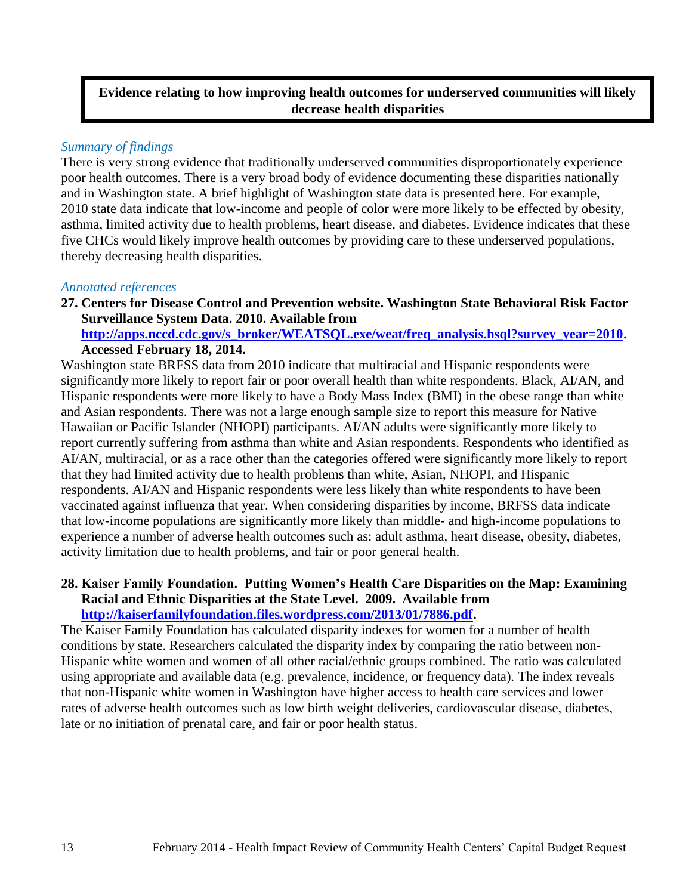**Evidence relating to how improving health outcomes for underserved communities will likely decrease health disparities**

*Summary of findings*

There is very strong evidence that traditionally underserved communities disproportionately experience poor health outcomes. There is a very broad body of evidence documenting these disparities nationally and in Washington state. A brief highlight of Washington state data is presented here. For example, 2010 state data indicate that low-income and people of color were more likely to be effected by obesity, asthma, limited activity due to health problems, heart disease, and diabetes. Evidence indicates that these five CHCs would likely improve health outcomes by providing care to these underserved populations, thereby decreasing health disparities.

*Annotated references*

**27. Centers for Disease Control and Prevention website. Washington State Behavioral Risk Factor Surveillance System Data. 2010. Available from [http://apps.nccd.cdc.gov/s_broker/WEATSQL.exe/weat/freq_analysis.hsql?survey_year=2010](http://apps.nccd.cdc.gov/s_broker/WEATSQL.exe/weat/freq_analysis.hsql?survey_year=2010). Accessed February 18, 2014.**

Washington state BRFSS data from 2010 indicate that multiracial and Hispanic respondents were significantly more likely to report fair or poor overall health than white respondents. Black, AI/AN, and Hispanic respondents were more likely to have a Body Mass Index (BMI) in the obese range than white and Asian respondents. There was not a large enough sample size to report this measure for Native Hawaiian or Pacific Islander (NHOPI) participants. AI/AN adults were significantly more likely to report currently suffering from asthma than white and Asian respondents. Respondents who identified as AI/AN, multiracial, or as a race other than the categories offered were significantly more likely to report that they had limited activity due to health problems than white, Asian, NHOPI, and Hispanic respondents. AI/AN and Hispanic respondents were less likely than white respondents to have been vaccinated against influenza that year. When considering disparities by income, BRFSS data indicate that low-income populations are significantly more likely than middle- and high-income populations to experience a number of adverse health outcomes such as: adult asthma, heart disease, obesity, diabetes, activity limitation due to health problems, and fair or poor general health.

**28. Kaiser Family Foundation. Putting Women's Health Care Disparities on the Map: Examining Racial and Ethnic Disparities at the State Level. 2009. Available from [http://kaiserfamilyfoundation.files.wordpress.com/2013/01/7886.pdf](http://kaiserfamilyfoundation.files.wordpress.com/2013/01/7886.pdf).**

The Kaiser Family Foundation has calculated disparity indexes for women for a number of health conditions by state. Researchers calculated the disparity index by comparing the ratio between non-Hispanic white women and women of all other racial/ethnic groups combined. The ratio was calculated using appropriate and available data (e.g. prevalence, incidence, or frequency data). The index reveals that non-Hispanic white women in Washington have higher access to health care services and lower rates of adverse health outcomes such as low birth weight deliveries, cardiovascular disease, diabetes, late or no initiation of prenatal care, and fair or poor health status.